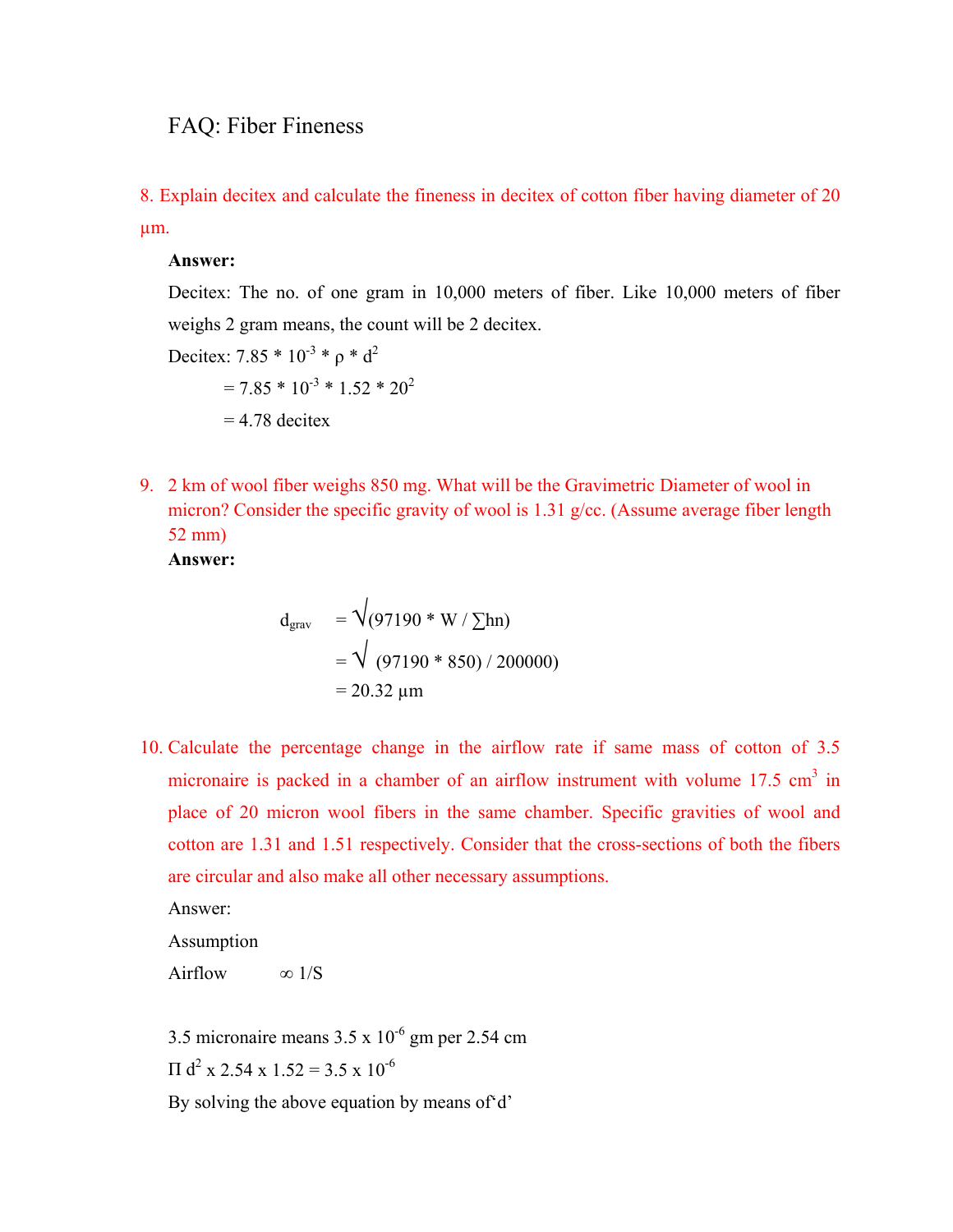# FAQ: Fiber Fineness

8. Explain decitex and calculate the fineness in decitex of cotton fiber having diameter of 20 µm.

**Answer:**

Decitex: The no. of one gram in 10,000 meters of fiber. Like 10,000 meters of fiber weighs 2 gram means, the count will be 2 decitex.

Decitex: $7.85 * 10^{-3} * \rho * d^2$

$= 7.85 * 10^{-3} * 1.52 * 20^2$

$= 4.78$ decitex

9. 2 km of wool fiber weighs 850 mg. What will be the Gravimetric Diameter of wool in micron? Consider the specific gravity of wool is 1.31 g/cc. (Assume average fiber length 52 mm)

**Answer:**

$$
\begin{aligned}
d_{grav} &= \sqrt{(97190 * W / \sum hn)} \\
&= \sqrt{(97190 * 850) / 200000)} \\
&= 20.32\ \mu m
\end{aligned}
$$

10. Calculate the percentage change in the airflow rate if same mass of cotton of 3.5 micronaire is packed in a chamber of an airflow instrument with volume 17.5 $cm^3$ in place of 20 micron wool fibers in the same chamber. Specific gravities of wool and cotton are 1.31 and 1.51 respectively. Consider that the cross-sections of both the fibers are circular and also make all other necessary assumptions.

Answer:

Assumption

Airflow $\infty$ 1/S

3.5 micronaire means $3.5 \times 10^{-6}$ gm per 2.54 cm

$\Pi\, d^2 \times 2.54 \times 1.52 = 3.5 \times 10^{-6}$

By solving the above equation by means of'd'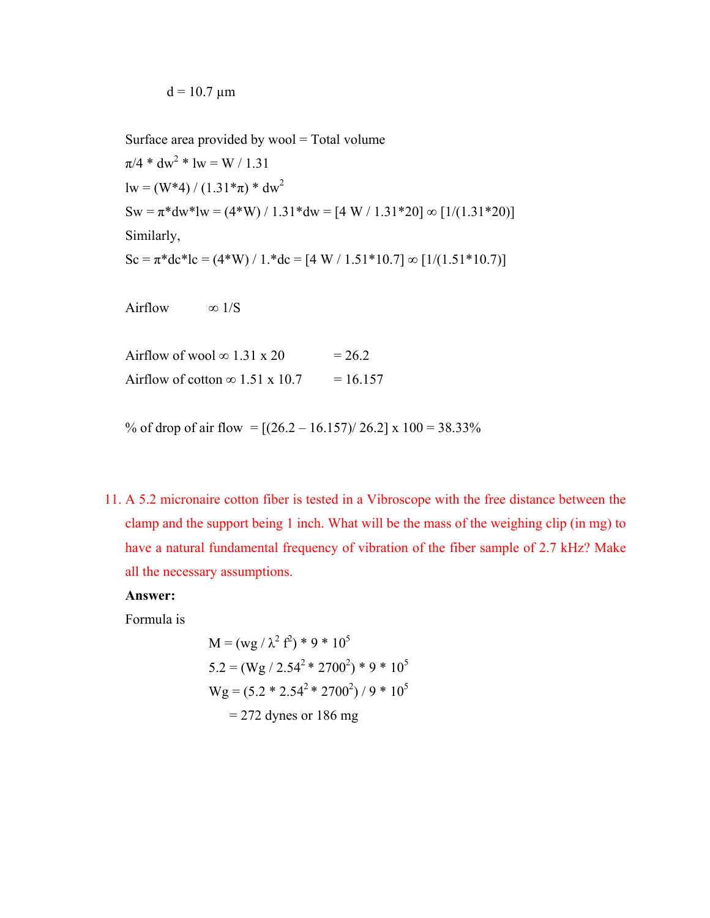$d = 10.7\ \mu m$

Surface area provided by wool = Total volume

$\pi/4 * dw^2 * lw = W / 1.31$

$lw = (W*4) / (1.31*\pi) * dw^2$

$Sw = \pi*dw*lw = (4*W) / 1.31*dw = [4\ W / 1.31*20] \infty [1/(1.31*20)]$

Similarly,

$Sc = \pi*dc*lc = (4*W) / 1.*dc = [4\ W / 1.51*10.7] \infty [1/(1.51*10.7)]$

Airflow $\infty$ 1/S

Airflow of wool $\infty$ 1.31 x 20 = 26.2

Airflow of cotton $\infty$ 1.51 x 10.7 = 16.157

% of drop of air flow = [(26.2 – 16.157)/ 26.2] x 100 = 38.33%

11. A 5.2 micronaire cotton fiber is tested in a Vibroscope with the free distance between the clamp and the support being 1 inch. What will be the mass of the weighing clip (in mg) to have a natural fundamental frequency of vibration of the fiber sample of 2.7 kHz? Make all the necessary assumptions.

**Answer:**

Formula is

$$M = (wg / \lambda^2 f^2) * 9 * 10^5$$

$$5.2 = (Wg / 2.54^2 * 2700^2) * 9 * 10^5$$

$$Wg = (5.2 * 2.54^2 * 2700^2) / 9 * 10^5$$

= 272 dynes or 186 mg